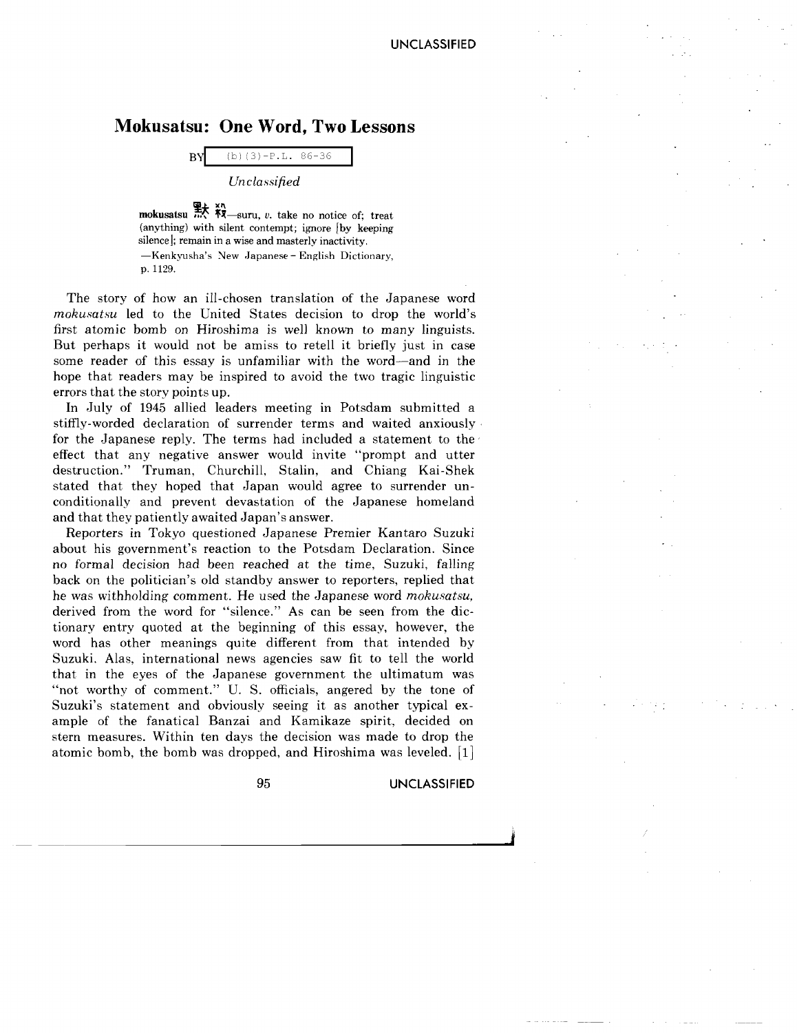# Mokusatsu: One Word, Two Lessons

BY (b)(3)-P.L. 86-36

*Unclassified*

**mokusatsu** 黙殺—suru, *v.* take no notice of; treat (anything) with silent contempt; ignore [by keeping silence]; remain in a wise and masterly inactivity.
—Kenkyusha's New Japanese–English Dictionary, p. 1129.

The story of how an ill-chosen translation of the Japanese word *mokusatsu* led to the United States decision to drop the world's first atomic bomb on Hiroshima is well known to many linguists. But perhaps it would not be amiss to retell it briefly just in case some reader of this essay is unfamiliar with the word—and in the hope that readers may be inspired to avoid the two tragic linguistic errors that the story points up.

In July of 1945 allied leaders meeting in Potsdam submitted a stiffly-worded declaration of surrender terms and waited anxiously for the Japanese reply. The terms had included a statement to the effect that any negative answer would invite "prompt and utter destruction." Truman, Churchill, Stalin, and Chiang Kai-Shek stated that they hoped that Japan would agree to surrender unconditionally and prevent devastation of the Japanese homeland and that they patiently awaited Japan's answer.

Reporters in Tokyo questioned Japanese Premier Kantaro Suzuki about his government's reaction to the Potsdam Declaration. Since no formal decision had been reached at the time, Suzuki, falling back on the politician's old standby answer to reporters, replied that he was withholding comment. He used the Japanese word *mokusatsu*, derived from the word for "silence." As can be seen from the dictionary entry quoted at the beginning of this essay, however, the word has other meanings quite different from that intended by Suzuki. Alas, international news agencies saw fit to tell the world that in the eyes of the Japanese government the ultimatum was "not worthy of comment." U. S. officials, angered by the tone of Suzuki's statement and obviously seeing it as another typical example of the fanatical Banzai and Kamikaze spirit, decided on stern measures. Within ten days the decision was made to drop the atomic bomb, the bomb was dropped, and Hiroshima was leveled. [1]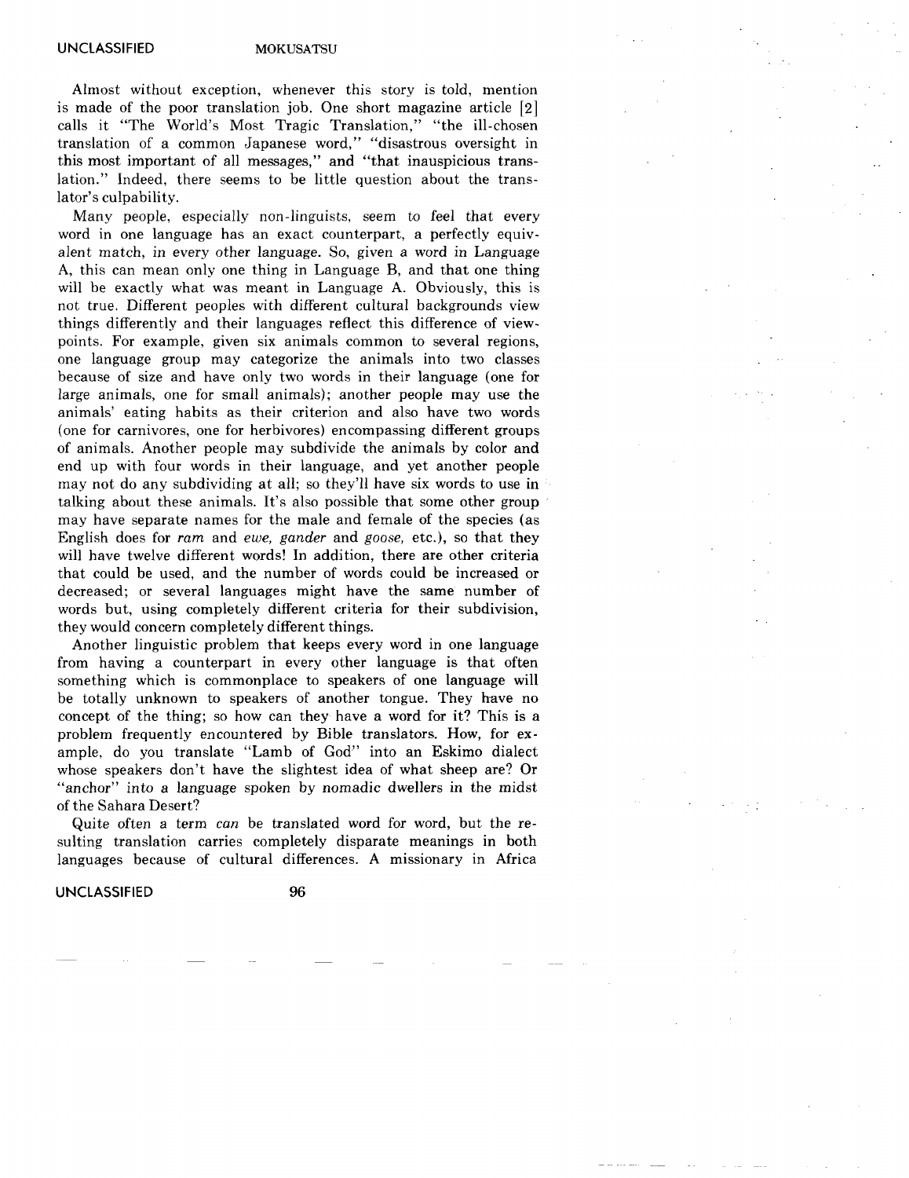Almost without exception, whenever this story is told, mention is made of the poor translation job. One short magazine article [2] calls it "The World's Most Tragic Translation," "the ill-chosen translation of a common Japanese word," "disastrous oversight in this most important of all messages," and "that inauspicious translation." Indeed, there seems to be little question about the translator's culpability.

Many people, especially non-linguists, seem to feel that every word in one language has an exact counterpart, a perfectly equivalent match, in every other language. So, given a word in Language A, this can mean only one thing in Language B, and that one thing will be exactly what was meant in Language A. Obviously, this is not true. Different peoples with different cultural backgrounds view things differently and their languages reflect this difference of viewpoints. For example, given six animals common to several regions, one language group may categorize the animals into two classes because of size and have only two words in their language (one for large animals, one for small animals); another people may use the animals' eating habits as their criterion and also have two words (one for carnivores, one for herbivores) encompassing different groups of animals. Another people may subdivide the animals by color and end up with four words in their language, and yet another people may not do any subdividing at all; so they'll have six words to use in talking about these animals. It's also possible that some other group may have separate names for the male and female of the species (as English does for *ram* and *ewe*, *gander* and *goose*, etc.), so that they will have twelve different words! In addition, there are other criteria that could be used, and the number of words could be increased or decreased; or several languages might have the same number of words but, using completely different criteria for their subdivision, they would concern completely different things.

Another linguistic problem that keeps every word in one language from having a counterpart in every other language is that often something which is commonplace to speakers of one language will be totally unknown to speakers of another tongue. They have no concept of the thing; so how can they have a word for it? This is a problem frequently encountered by Bible translators. How, for example, do you translate "Lamb of God" into an Eskimo dialect whose speakers don't have the slightest idea of what sheep are? Or "anchor" into a language spoken by nomadic dwellers in the midst of the Sahara Desert?

Quite often a term *can* be translated word for word, but the resulting translation carries completely disparate meanings in both languages because of cultural differences. A missionary in Africa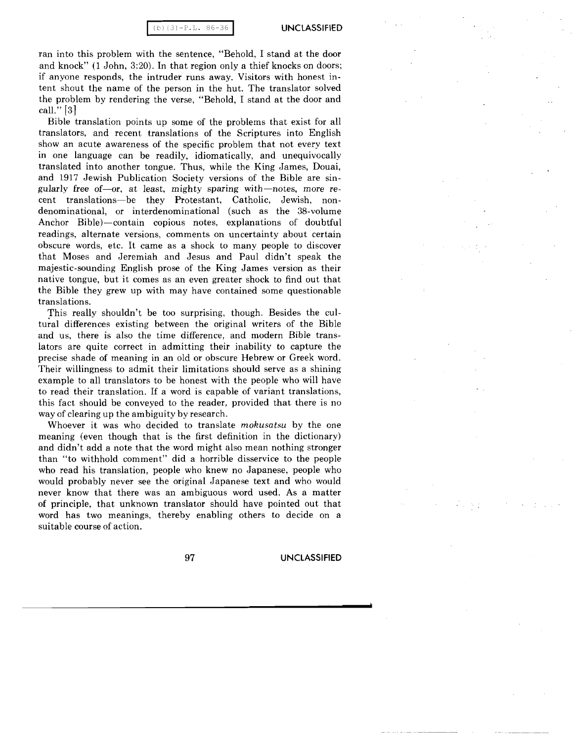ran into this problem with the sentence, "Behold, I stand at the door and knock" (1 John, 3:20). In that region only a thief knocks on doors; if anyone responds, the intruder runs away. Visitors with honest intent shout the name of the person in the hut. The translator solved the problem by rendering the verse, "Behold, I stand at the door and call." [3]

Bible translation points up some of the problems that exist for all translators, and recent translations of the Scriptures into English show an acute awareness of the specific problem that not every text in one language can be readily, idiomatically, and unequivocally translated into another tongue. Thus, while the King James, Douai, and 1917 Jewish Publication Society versions of the Bible are singularly free of—or, at least, mighty sparing with—notes, more recent translations—be they Protestant, Catholic, Jewish, nondenominational, or interdenominational (such as the 38-volume Anchor Bible)—contain copious notes, explanations of doubtful readings, alternate versions, comments on uncertainty about certain obscure words, etc. It came as a shock to many people to discover that Moses and Jeremiah and Jesus and Paul didn't speak the majestic-sounding English prose of the King James version as their native tongue, but it comes as an even greater shock to find out that the Bible they grew up with may have contained some questionable translations.

This really shouldn't be too surprising, though. Besides the cultural differences existing between the original writers of the Bible and us, there is also the time difference, and modern Bible translators are quite correct in admitting their inability to capture the precise shade of meaning in an old or obscure Hebrew or Greek word. Their willingness to admit their limitations should serve as a shining example to all translators to be honest with the people who will have to read their translation. If a word is capable of variant translations, this fact should be conveyed to the reader, provided that there is no way of clearing up the ambiguity by research.

Whoever it was who decided to translate *mokusatsu* by the one meaning (even though that is the first definition in the dictionary) and didn't add a note that the word might also mean nothing stronger than "to withhold comment" did a horrible disservice to the people who read his translation, people who knew no Japanese, people who would probably never see the original Japanese text and who would never know that there was an ambiguous word used. As a matter of principle, that unknown translator should have pointed out that word has two meanings, thereby enabling others to decide on a suitable course of action.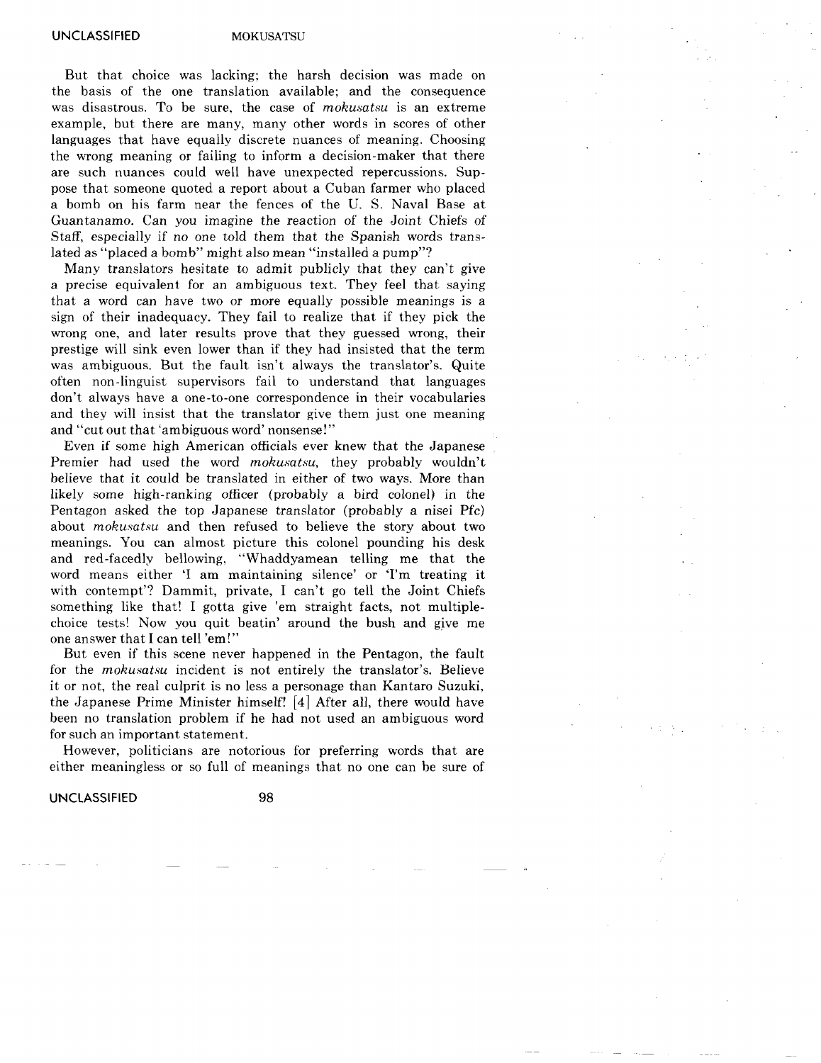But that choice was lacking; the harsh decision was made on the basis of the one translation available; and the consequence was disastrous. To be sure, the case of *mokusatsu* is an extreme example, but there are many, many other words in scores of other languages that have equally discrete nuances of meaning. Choosing the wrong meaning or failing to inform a decision-maker that there are such nuances could well have unexpected repercussions. Suppose that someone quoted a report about a Cuban farmer who placed a bomb on his farm near the fences of the U. S. Naval Base at Guantanamo. Can you imagine the reaction of the Joint Chiefs of Staff, especially if no one told them that the Spanish words translated as "placed a bomb" might also mean "installed a pump"?

Many translators hesitate to admit publicly that they can't give a precise equivalent for an ambiguous text. They feel that saying that a word can have two or more equally possible meanings is a sign of their inadequacy. They fail to realize that if they pick the wrong one, and later results prove that they guessed wrong, their prestige will sink even lower than if they had insisted that the term was ambiguous. But the fault isn't always the translator's. Quite often non-linguist supervisors fail to understand that languages don't always have a one-to-one correspondence in their vocabularies and they will insist that the translator give them just one meaning and "cut out that 'ambiguous word' nonsense!"

Even if some high American officials ever knew that the Japanese Premier had used the word *mokusatsu*, they probably wouldn't believe that it could be translated in either of two ways. More than likely some high-ranking officer (probably a bird colonel) in the Pentagon asked the top Japanese translator (probably a nisei Pfc) about *mokusatsu* and then refused to believe the story about two meanings. You can almost picture this colonel pounding his desk and red-facedly bellowing, "Whaddyamean telling me that the word means either 'I am maintaining silence' or 'I'm treating it with contempt'? Dammit, private, I can't go tell the Joint Chiefs something like that! I gotta give 'em straight facts, not multiple-choice tests! Now you quit beatin' around the bush and give me one answer that I can tell 'em!"

But even if this scene never happened in the Pentagon, the fault for the *mokusatsu* incident is not entirely the translator's. Believe it or not, the real culprit is no less a personage than Kantaro Suzuki, the Japanese Prime Minister himself! [4] After all, there would have been no translation problem if he had not used an ambiguous word for such an important statement.

However, politicians are notorious for preferring words that are either meaningless or so full of meanings that no one can be sure of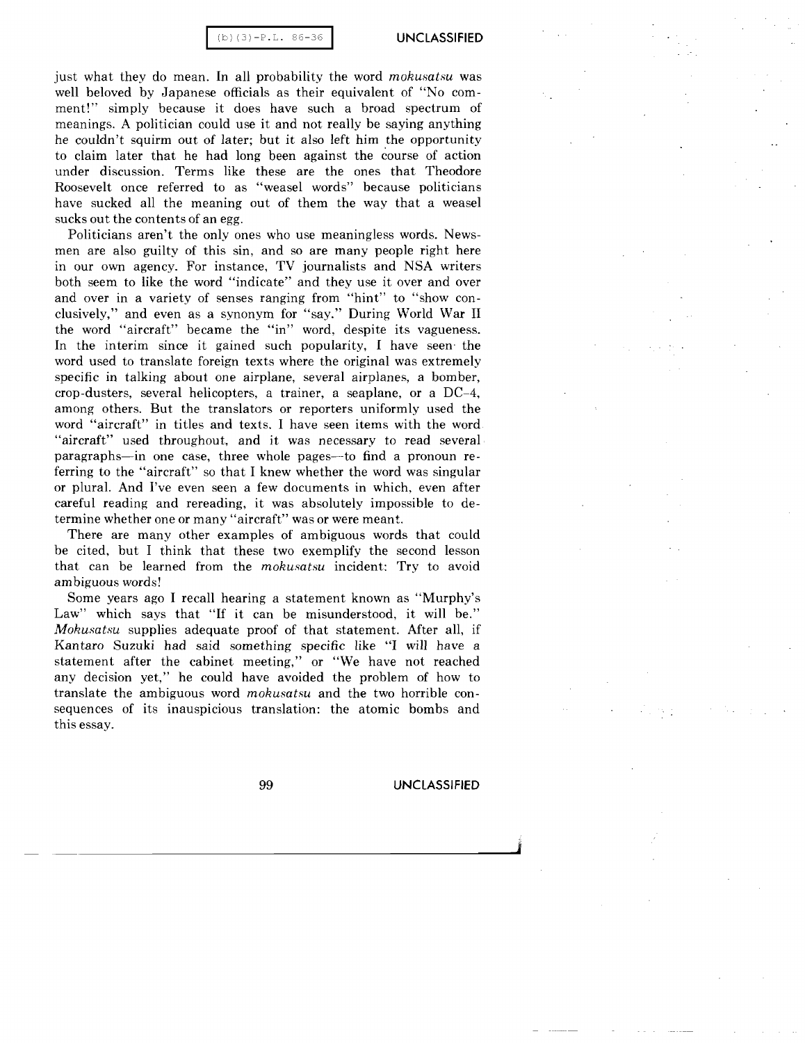just what they do mean. In all probability the word *mokusatsu* was well beloved by Japanese officials as their equivalent of "No comment!" simply because it does have such a broad spectrum of meanings. A politician could use it and not really be saying anything he couldn't squirm out of later; but it also left him the opportunity to claim later that he had long been against the course of action under discussion. Terms like these are the ones that Theodore Roosevelt once referred to as "weasel words" because politicians have sucked all the meaning out of them the way that a weasel sucks out the contents of an egg.

Politicians aren't the only ones who use meaningless words. Newsmen are also guilty of this sin, and so are many people right here in our own agency. For instance, TV journalists and NSA writers both seem to like the word "indicate" and they use it over and over and over in a variety of senses ranging from "hint" to "show conclusively," and even as a synonym for "say." During World War II the word "aircraft" became the "in" word, despite its vagueness. In the interim since it gained such popularity, I have seen the word used to translate foreign texts where the original was extremely specific in talking about one airplane, several airplanes, a bomber, crop-dusters, several helicopters, a trainer, a seaplane, or a DC-4, among others. But the translators or reporters uniformly used the word "aircraft" in titles and texts. I have seen items with the word "aircraft" used throughout, and it was necessary to read several paragraphs—in one case, three whole pages—to find a pronoun referring to the "aircraft" so that I knew whether the word was singular or plural. And I've even seen a few documents in which, even after careful reading and rereading, it was absolutely impossible to determine whether one or many "aircraft" was or were meant.

There are many other examples of ambiguous words that could be cited, but I think that these two exemplify the second lesson that can be learned from the *mokusatsu* incident: Try to avoid ambiguous words!

Some years ago I recall hearing a statement known as "Murphy's Law" which says that "If it can be misunderstood, it will be." *Mokusatsu* supplies adequate proof of that statement. After all, if Kantaro Suzuki had said something specific like "I will have a statement after the cabinet meeting," or "We have not reached any decision yet," he could have avoided the problem of how to translate the ambiguous word *mokusatsu* and the two horrible consequences of its inauspicious translation: the atomic bombs and this essay.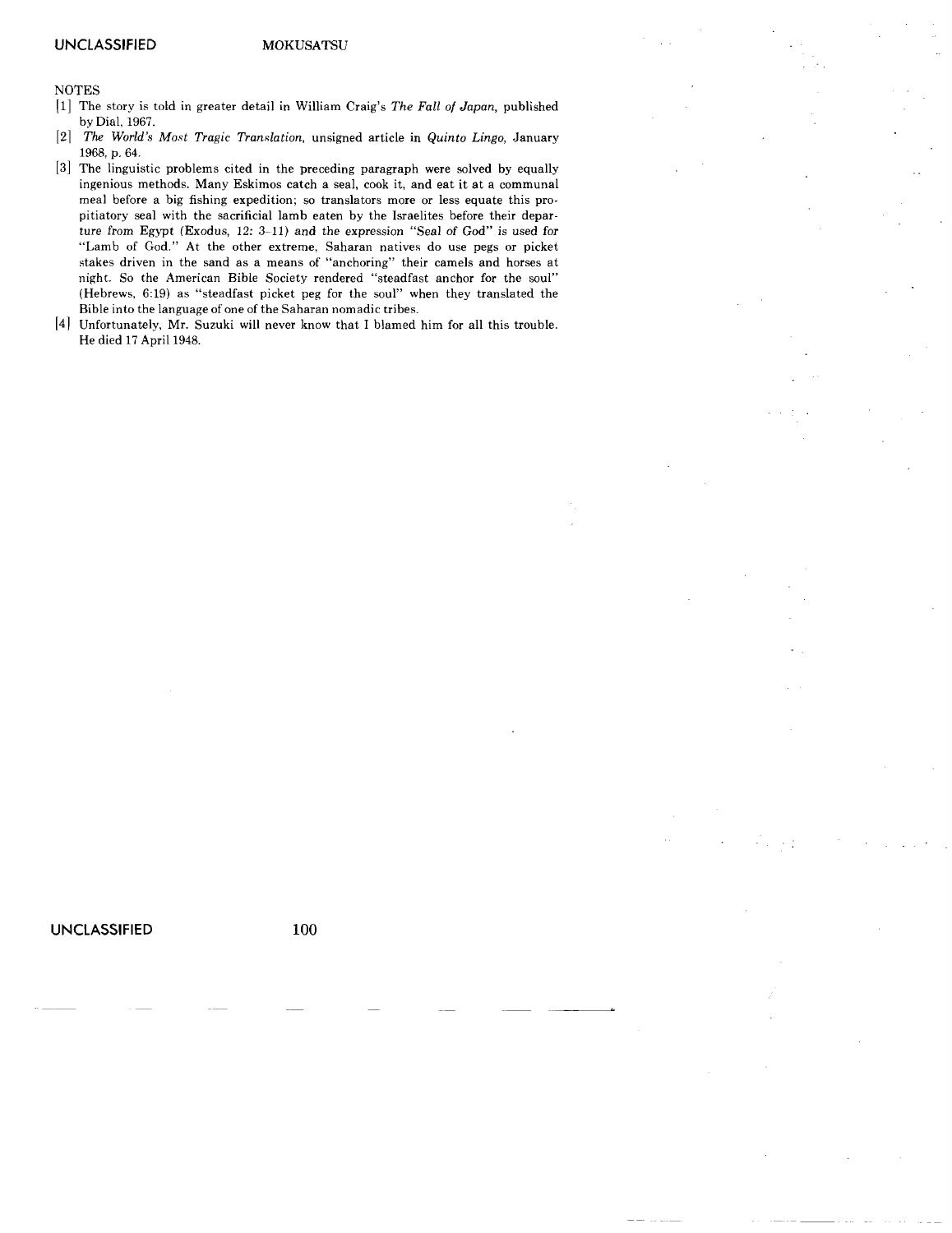NOTES

[1] The story is told in greater detail in William Craig's *The Fall of Japan,* published by Dial, 1967.

[2] *The World's Most Tragic Translation,* unsigned article in *Quinto Lingo,* January 1968, p. 64.

[3] The linguistic problems cited in the preceding paragraph were solved by equally ingenious methods. Many Eskimos catch a seal, cook it, and eat it at a communal meal before a big fishing expedition; so translators more or less equate this propitiatory seal with the sacrificial lamb eaten by the Israelites before their departure from Egypt (Exodus, 12: 3–11) and the expression "Seal of God" is used for "Lamb of God." At the other extreme, Saharan natives do use pegs or picket stakes driven in the sand as a means of "anchoring" their camels and horses at night. So the American Bible Society rendered "steadfast anchor for the soul" (Hebrews, 6:19) as "steadfast picket peg for the soul" when they translated the Bible into the language of one of the Saharan nomadic tribes.

[4] Unfortunately, Mr. Suzuki will never know that I blamed him for all this trouble. He died 17 April 1948.